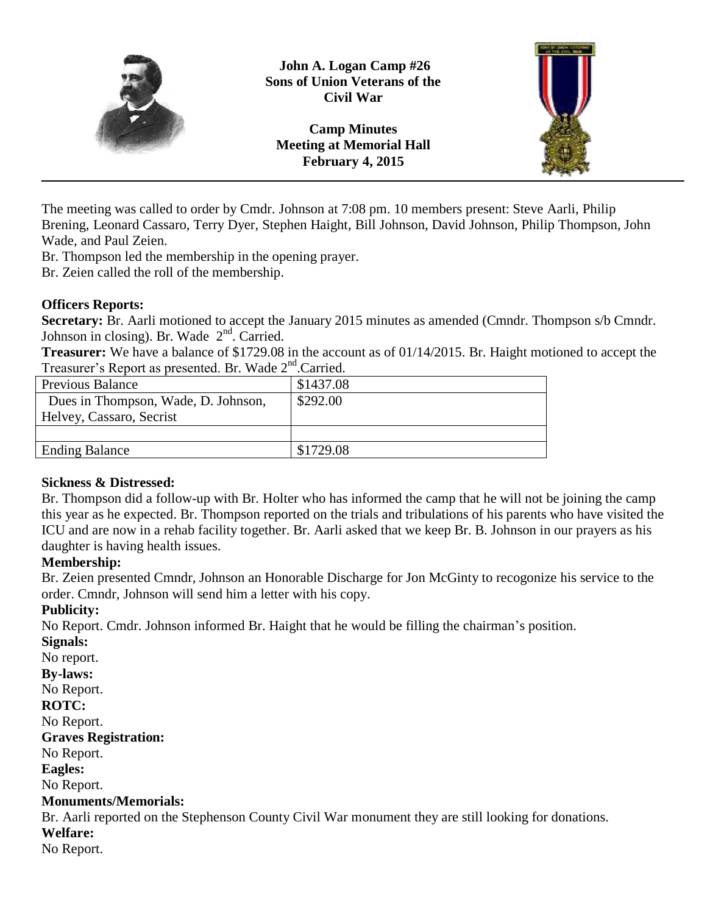**John A. Logan Camp #26**
**Sons of Union Veterans of the Civil War**

**Camp Minutes**
**Meeting at Memorial Hall**
**February 4, 2015**

---

The meeting was called to order by Cmdr. Johnson at 7:08 pm. 10 members present: Steve Aarli, Philip Brening, Leonard Cassaro, Terry Dyer, Stephen Haight, Bill Johnson, David Johnson, Philip Thompson, John Wade, and Paul Zeien.

Br. Thompson led the membership in the opening prayer.

Br. Zeien called the roll of the membership.

**Officers Reports:**

**Secretary:** Br. Aarli motioned to accept the January 2015 minutes as amended (Cmndr. Thompson s/b Cmndr. Johnson in closing). Br. Wade 2nd. Carried.

**Treasurer:** We have a balance of $1729.08 in the account as of 01/14/2015. Br. Haight motioned to accept the Treasurer's Report as presented. Br. Wade 2nd.Carried.

| Previous Balance | $1437.08 |
|---|---|
| Dues in Thompson, Wade, D. Johnson, Helvey, Cassaro, Secrist | $292.00 |
| | |
| Ending Balance | $1729.08 |

**Sickness & Distressed:**

Br. Thompson did a follow-up with Br. Holter who has informed the camp that he will not be joining the camp this year as he expected. Br. Thompson reported on the trials and tribulations of his parents who have visited the ICU and are now in a rehab facility together. Br. Aarli asked that we keep Br. B. Johnson in our prayers as his daughter is having health issues.

**Membership:**

Br. Zeien presented Cmndr, Johnson an Honorable Discharge for Jon McGinty to recogonize his service to the order. Cmndr, Johnson will send him a letter with his copy.

**Publicity:**

No Report. Cmdr. Johnson informed Br. Haight that he would be filling the chairman's position.

**Signals:**

No report.

**By-laws:**

No Report.

**ROTC:**

No Report.

**Graves Registration:**

No Report.

**Eagles:**

No Report.

**Monuments/Memorials:**

Br. Aarli reported on the Stephenson County Civil War monument they are still looking for donations.

**Welfare:**

No Report.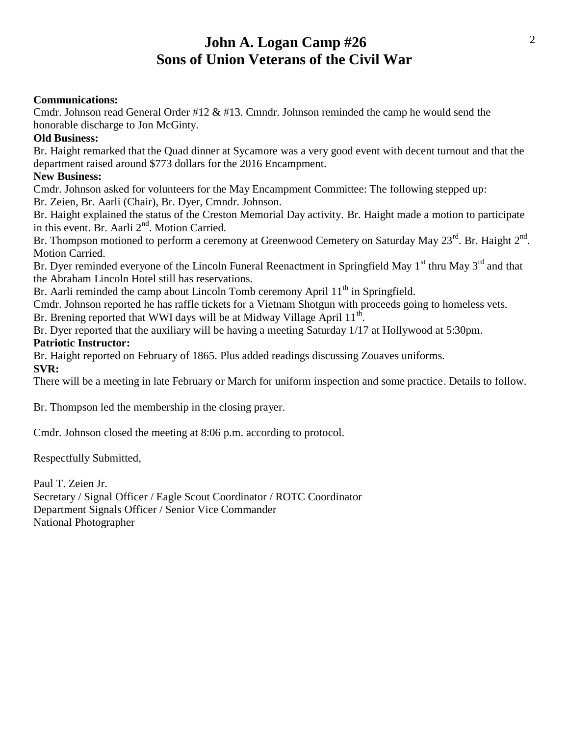# John A. Logan Camp #26
# Sons of Union Veterans of the Civil War

**Communications:**
Cmdr. Johnson read General Order #12 & #13. Cmndr. Johnson reminded the camp he would send the honorable discharge to Jon McGinty.

**Old Business:**
Br. Haight remarked that the Quad dinner at Sycamore was a very good event with decent turnout and that the department raised around $773 dollars for the 2016 Encampment.

**New Business:**
Cmdr. Johnson asked for volunteers for the May Encampment Committee: The following stepped up:
Br. Zeien, Br. Aarli (Chair), Br. Dyer, Cmndr. Johnson.
Br. Haight explained the status of the Creston Memorial Day activity. Br. Haight made a motion to participate in this event. Br. Aarli 2nd. Motion Carried.
Br. Thompson motioned to perform a ceremony at Greenwood Cemetery on Saturday May 23rd. Br. Haight 2nd. Motion Carried.
Br. Dyer reminded everyone of the Lincoln Funeral Reenactment in Springfield May 1st thru May 3rd and that the Abraham Lincoln Hotel still has reservations.
Br. Aarli reminded the camp about Lincoln Tomb ceremony April 11th in Springfield.
Cmdr. Johnson reported he has raffle tickets for a Vietnam Shotgun with proceeds going to homeless vets.
Br. Brening reported that WWI days will be at Midway Village April 11th.
Br. Dyer reported that the auxiliary will be having a meeting Saturday 1/17 at Hollywood at 5:30pm.

**Patriotic Instructor:**
Br. Haight reported on February of 1865. Plus added readings discussing Zouaves uniforms.

**SVR:**
There will be a meeting in late February or March for uniform inspection and some practice. Details to follow.

Br. Thompson led the membership in the closing prayer.

Cmdr. Johnson closed the meeting at 8:06 p.m. according to protocol.

Respectfully Submitted,

Paul T. Zeien Jr.
Secretary / Signal Officer / Eagle Scout Coordinator / ROTC Coordinator
Department Signals Officer / Senior Vice Commander
National Photographer